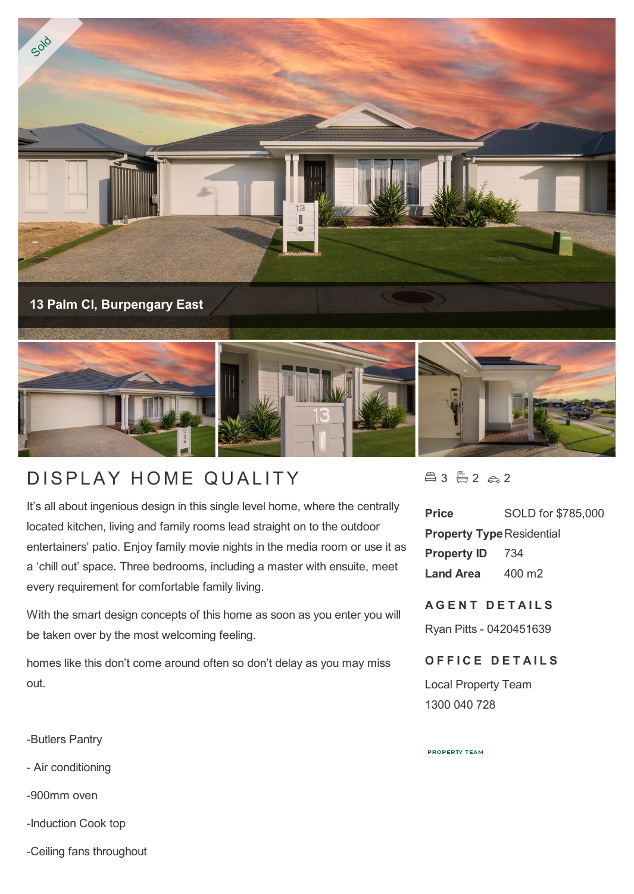Sold

13 Palm Cl, Burpengary East

# DISPLAY HOME QUALITY

3 2 2

| | |
|---|---|
| **Price** | SOLD for $785,000 |
| **Property Type** | Residential |
| **Property ID** | 734 |
| **Land Area** | 400 m2 |

## AGENT DETAILS

Ryan Pitts - 0420451639

## OFFICE DETAILS

Local Property Team
1300 040 728

It's all about ingenious design in this single level home, where the centrally located kitchen, living and family rooms lead straight on to the outdoor entertainers' patio. Enjoy family movie nights in the media room or use it as a 'chill out' space. Three bedrooms, including a master with ensuite, meet every requirement for comfortable family living.

With the smart design concepts of this home as soon as you enter you will be taken over by the most welcoming feeling.

homes like this don't come around often so don't delay as you may miss out.

-Butlers Pantry

- Air conditioning

-900mm oven

-Induction Cook top

-Ceiling fans throughout

PROPERTY TEAM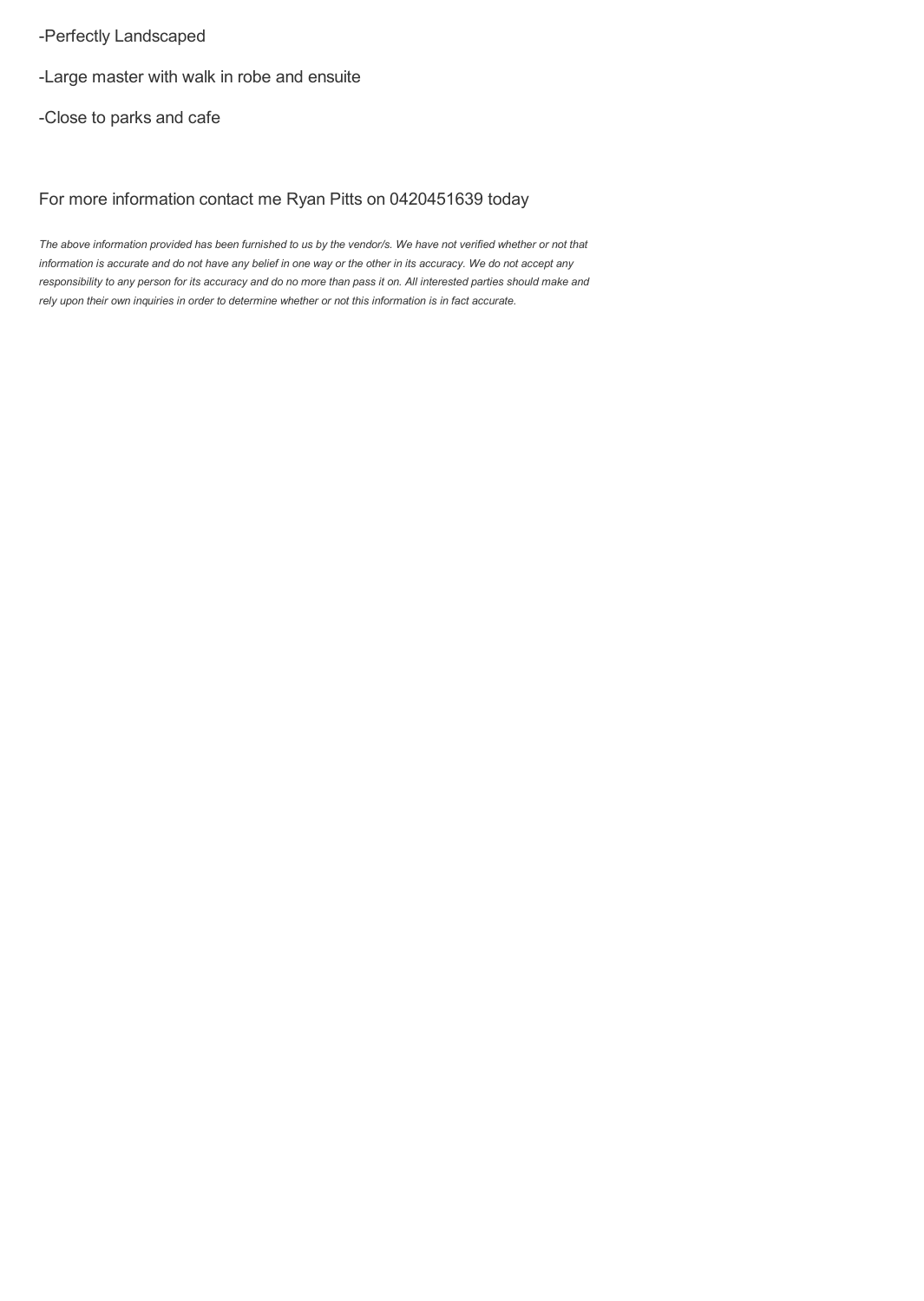-Perfectly Landscaped

-Large master with walk in robe and ensuite

-Close to parks and cafe

For more information contact me Ryan Pitts on 0420451639 today

*The above information provided has been furnished to us by the vendor/s. We have not verified whether or not that information is accurate and do not have any belief in one way or the other in its accuracy. We do not accept any responsibility to any person for its accuracy and do no more than pass it on. All interested parties should make and rely upon their own inquiries in order to determine whether or not this information is in fact accurate.*